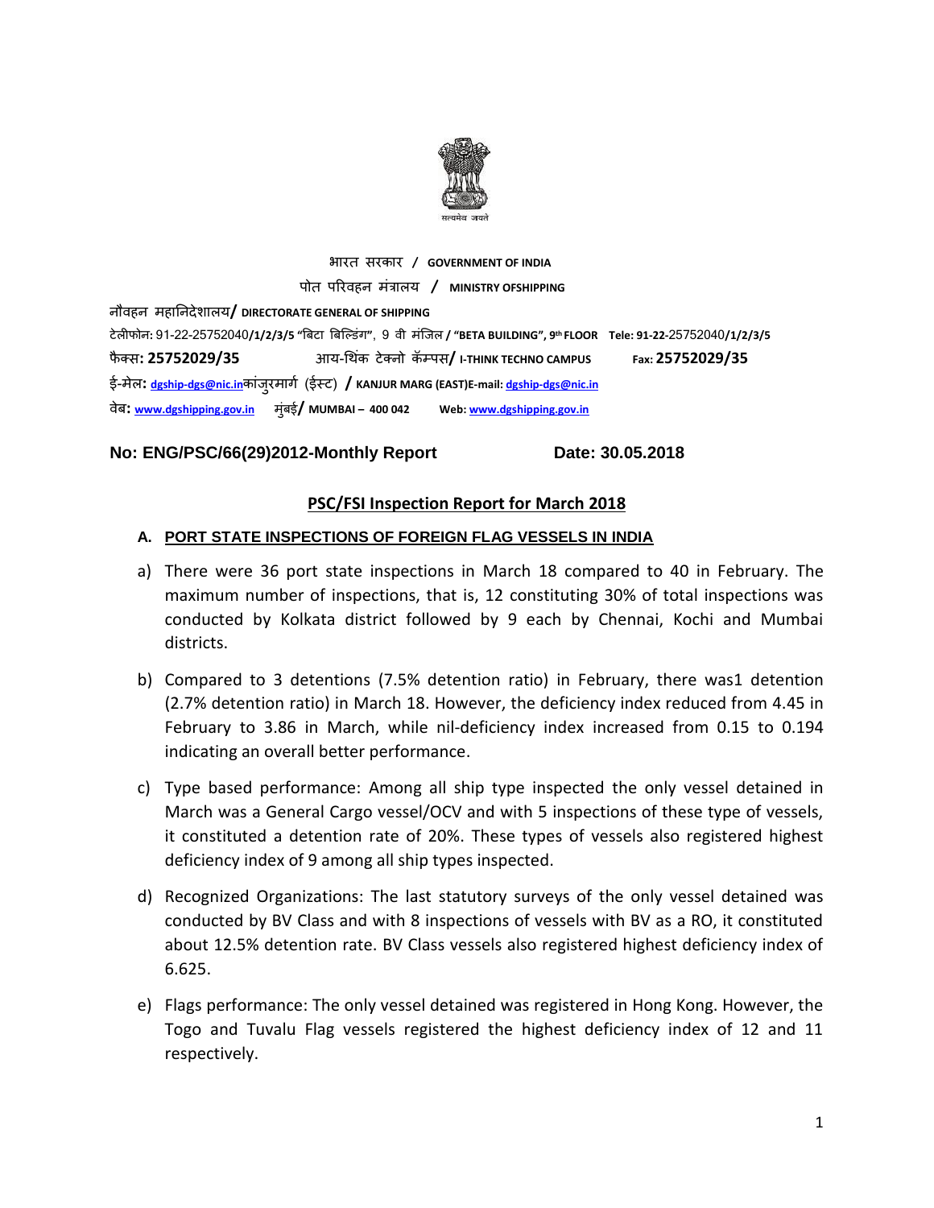भारत सरकार / **GOVERNMENT OF INDIA**

पोत परिवहन मंत्रालय / **MINISTRY OFSHIPPING**

नौवहन महानिदेशालय/ **DIRECTORATE GENERAL OF SHIPPING**

टेलीफोन: 91-22-25752040/1/2/3/5 "बिटा बिल्डिंग", 9 वी मंजिल / **"BETA BUILDING", 9th FLOOR Tele: 91-22-25752040/1/2/3/5**

फैक्स: **25752029/35** आय-थिंक टेक्नो कॅम्पस/ **I-THINK TECHNO CAMPUS Fax: 25752029/35**

ई-मेल: dgship-dgs@nic.inकांजुरमार्ग (ईस्ट) / **KANJUR MARG (EAST)E-mail:** dgship-dgs@nic.in

वेब: www.dgshipping.gov.in मुंबई/ **MUMBAI – 400 042 Web:** www.dgshipping.gov.in

**No: ENG/PSC/66(29)2012-Monthly Report** **Date: 30.05.2018**

## PSC/FSI Inspection Report for March 2018

### A. PORT STATE INSPECTIONS OF FOREIGN FLAG VESSELS IN INDIA

a) There were 36 port state inspections in March 18 compared to 40 in February. The maximum number of inspections, that is, 12 constituting 30% of total inspections was conducted by Kolkata district followed by 9 each by Chennai, Kochi and Mumbai districts.

b) Compared to 3 detentions (7.5% detention ratio) in February, there was1 detention (2.7% detention ratio) in March 18. However, the deficiency index reduced from 4.45 in February to 3.86 in March, while nil-deficiency index increased from 0.15 to 0.194 indicating an overall better performance.

c) Type based performance: Among all ship type inspected the only vessel detained in March was a General Cargo vessel/OCV and with 5 inspections of these type of vessels, it constituted a detention rate of 20%. These types of vessels also registered highest deficiency index of 9 among all ship types inspected.

d) Recognized Organizations: The last statutory surveys of the only vessel detained was conducted by BV Class and with 8 inspections of vessels with BV as a RO, it constituted about 12.5% detention rate. BV Class vessels also registered highest deficiency index of 6.625.

e) Flags performance: The only vessel detained was registered in Hong Kong. However, the Togo and Tuvalu Flag vessels registered the highest deficiency index of 12 and 11 respectively.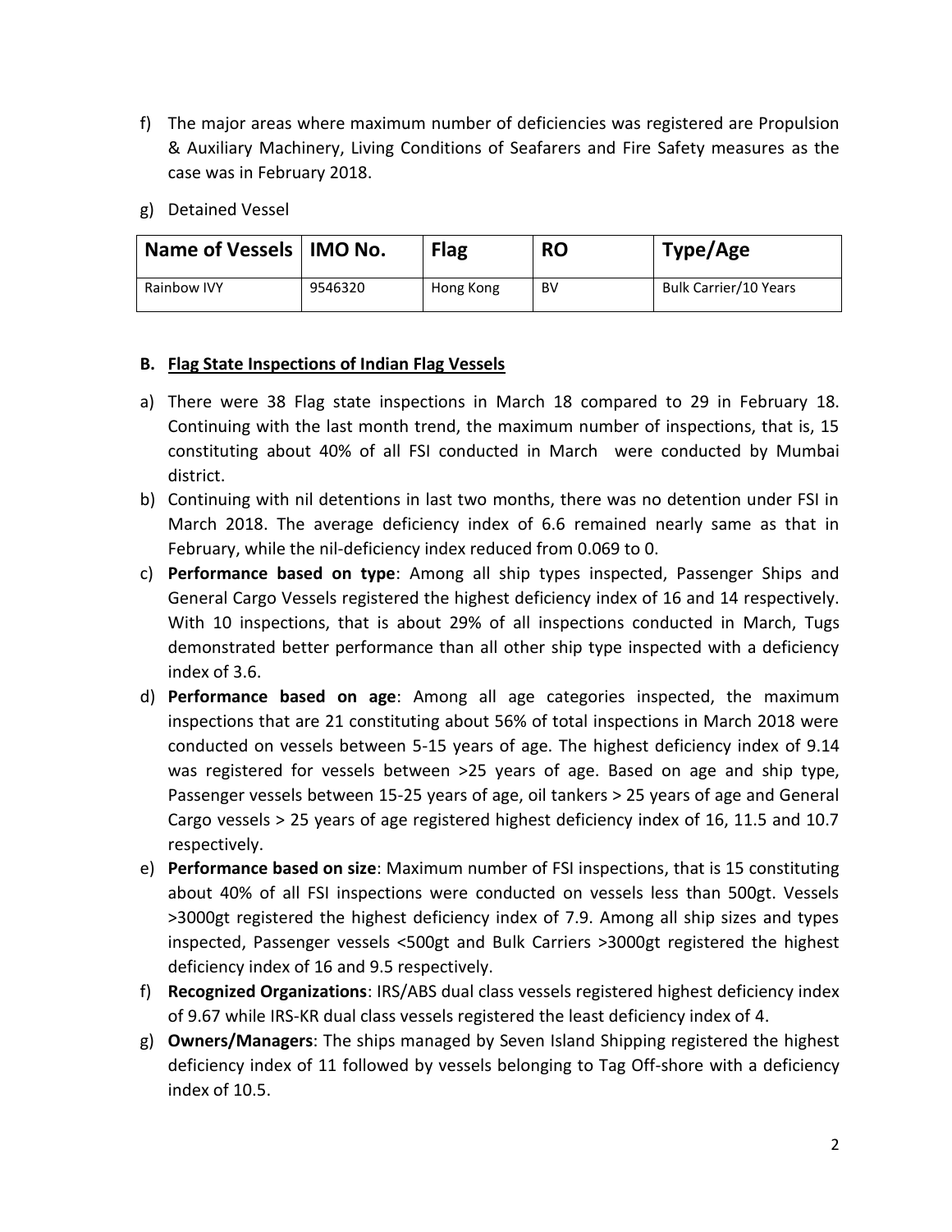f) The major areas where maximum number of deficiencies was registered are Propulsion & Auxiliary Machinery, Living Conditions of Seafarers and Fire Safety measures as the case was in February 2018.

g) Detained Vessel

| Name of Vessels | IMO No. | Flag | RO | Type/Age |
|---|---|---|---|---|
| Rainbow IVY | 9546320 | Hong Kong | BV | Bulk Carrier/10 Years |

**B. <u>Flag State Inspections of Indian Flag Vessels</u>**

a) There were 38 Flag state inspections in March 18 compared to 29 in February 18. Continuing with the last month trend, the maximum number of inspections, that is, 15 constituting about 40% of all FSI conducted in March were conducted by Mumbai district.

b) Continuing with nil detentions in last two months, there was no detention under FSI in March 2018. The average deficiency index of 6.6 remained nearly same as that in February, while the nil-deficiency index reduced from 0.069 to 0.

c) **Performance based on type**: Among all ship types inspected, Passenger Ships and General Cargo Vessels registered the highest deficiency index of 16 and 14 respectively. With 10 inspections, that is about 29% of all inspections conducted in March, Tugs demonstrated better performance than all other ship type inspected with a deficiency index of 3.6.

d) **Performance based on age**: Among all age categories inspected, the maximum inspections that are 21 constituting about 56% of total inspections in March 2018 were conducted on vessels between 5-15 years of age. The highest deficiency index of 9.14 was registered for vessels between >25 years of age. Based on age and ship type, Passenger vessels between 15-25 years of age, oil tankers > 25 years of age and General Cargo vessels > 25 years of age registered highest deficiency index of 16, 11.5 and 10.7 respectively.

e) **Performance based on size**: Maximum number of FSI inspections, that is 15 constituting about 40% of all FSI inspections were conducted on vessels less than 500gt. Vessels >3000gt registered the highest deficiency index of 7.9. Among all ship sizes and types inspected, Passenger vessels <500gt and Bulk Carriers >3000gt registered the highest deficiency index of 16 and 9.5 respectively.

f) **Recognized Organizations**: IRS/ABS dual class vessels registered highest deficiency index of 9.67 while IRS-KR dual class vessels registered the least deficiency index of 4.

g) **Owners/Managers**: The ships managed by Seven Island Shipping registered the highest deficiency index of 11 followed by vessels belonging to Tag Off-shore with a deficiency index of 10.5.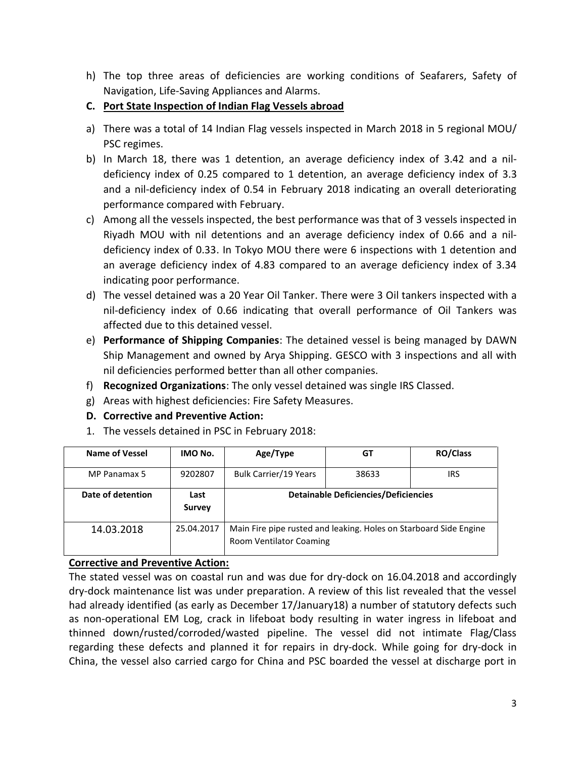h) The top three areas of deficiencies are working conditions of Seafarers, Safety of Navigation, Life-Saving Appliances and Alarms.

**C. Port State Inspection of Indian Flag Vessels abroad**

a) There was a total of 14 Indian Flag vessels inspected in March 2018 in 5 regional MOU/ PSC regimes.

b) In March 18, there was 1 detention, an average deficiency index of 3.42 and a nil-deficiency index of 0.25 compared to 1 detention, an average deficiency index of 3.3 and a nil-deficiency index of 0.54 in February 2018 indicating an overall deteriorating performance compared with February.

c) Among all the vessels inspected, the best performance was that of 3 vessels inspected in Riyadh MOU with nil detentions and an average deficiency index of 0.66 and a nil-deficiency index of 0.33. In Tokyo MOU there were 6 inspections with 1 detention and an average deficiency index of 4.83 compared to an average deficiency index of 3.34 indicating poor performance.

d) The vessel detained was a 20 Year Oil Tanker. There were 3 Oil tankers inspected with a nil-deficiency index of 0.66 indicating that overall performance of Oil Tankers was affected due to this detained vessel.

e) **Performance of Shipping Companies**: The detained vessel is being managed by DAWN Ship Management and owned by Arya Shipping. GESCO with 3 inspections and all with nil deficiencies performed better than all other companies.

f) **Recognized Organizations**: The only vessel detained was single IRS Classed.

g) Areas with highest deficiencies: Fire Safety Measures.

**D. Corrective and Preventive Action:**

1. The vessels detained in PSC in February 2018:

| Name of Vessel | IMO No. | Age/Type | GT | RO/Class |
|---|---|---|---|---|
| MP Panamax 5 | 9202807 | Bulk Carrier/19 Years | 38633 | IRS |
| **Date of detention** | **Last Survey** | **Detainable Deficiencies/Deficiencies** | | |
| 14.03.2018 | 25.04.2017 | Main Fire pipe rusted and leaking. Holes on Starboard Side Engine Room Ventilator Coaming | | |

**Corrective and Preventive Action:**

The stated vessel was on coastal run and was due for dry-dock on 16.04.2018 and accordingly dry-dock maintenance list was under preparation. A review of this list revealed that the vessel had already identified (as early as December 17/January18) a number of statutory defects such as non-operational EM Log, crack in lifeboat body resulting in water ingress in lifeboat and thinned down/rusted/corroded/wasted pipeline. The vessel did not intimate Flag/Class regarding these defects and planned it for repairs in dry-dock. While going for dry-dock in China, the vessel also carried cargo for China and PSC boarded the vessel at discharge port in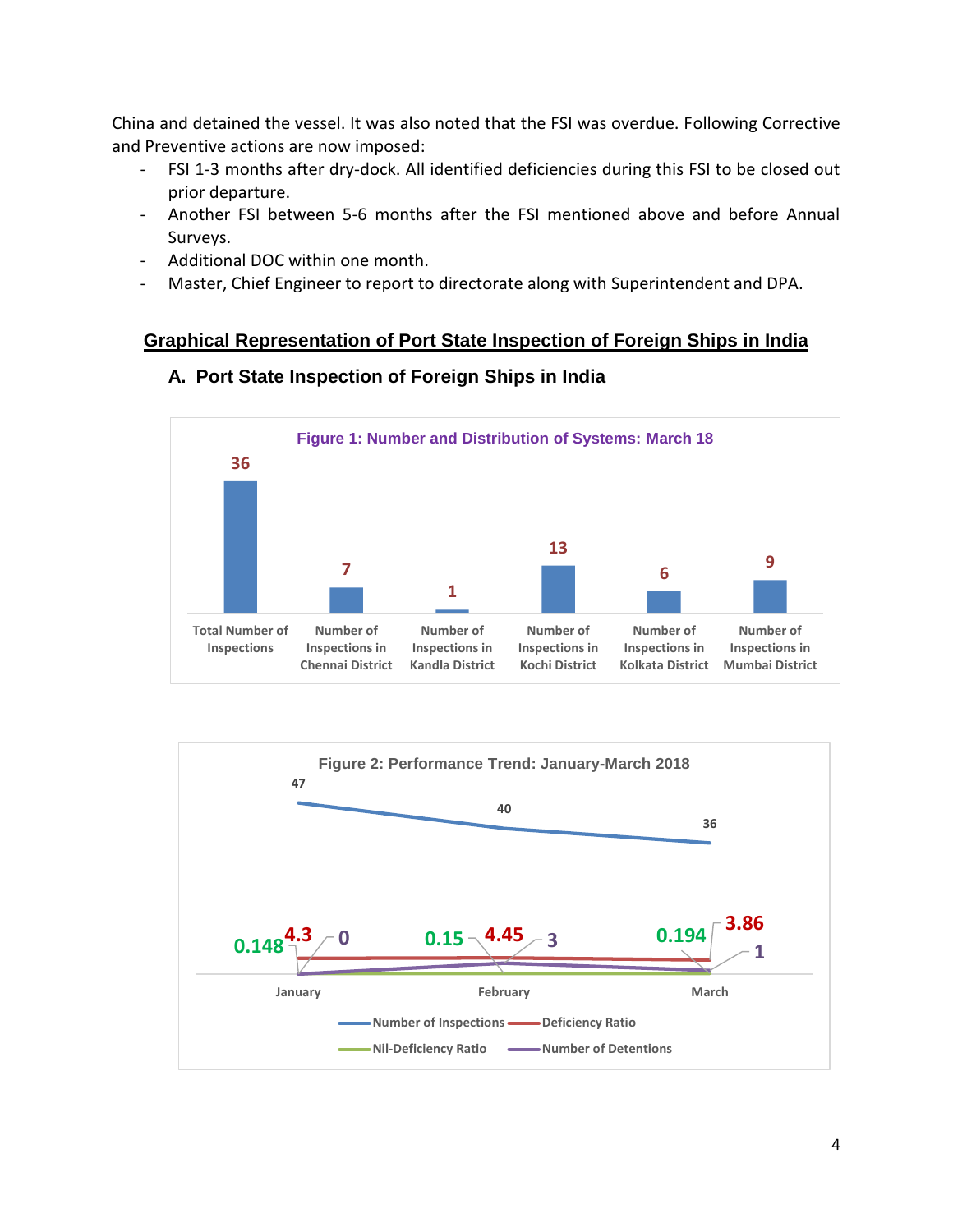China and detained the vessel. It was also noted that the FSI was overdue. Following Corrective and Preventive actions are now imposed:

- FSI 1-3 months after dry-dock. All identified deficiencies during this FSI to be closed out prior departure.
- Another FSI between 5-6 months after the FSI mentioned above and before Annual Surveys.
- Additional DOC within one month.
- Master, Chief Engineer to report to directorate along with Superintendent and DPA.

## Graphical Representation of Port State Inspection of Foreign Ships in India

### A. Port State Inspection of Foreign Ships in India

**Figure 1: Number and Distribution of Systems: March 18**

| Total Number of Inspections | Number of Inspections in Chennai District | Number of Inspections in Kandla District | Number of Inspections in Kochi District | Number of Inspections in Kolkata District | Number of Inspections in Mumbai District |
|---|---|---|---|---|---|
| 36 | 7 | 1 | 13 | 6 | 9 |

**Figure 2: Performance Trend: January-March 2018**

| | January | February | March |
|---|---|---|---|
| Number of Inspections | 47 | 40 | 36 |
| Deficiency Ratio | 4.3 | 4.45 | 3.86 |
| Nil-Deficiency Ratio | 0.148 | 0.15 | 0.194 |
| Number of Detentions | 0 | 3 | 1 |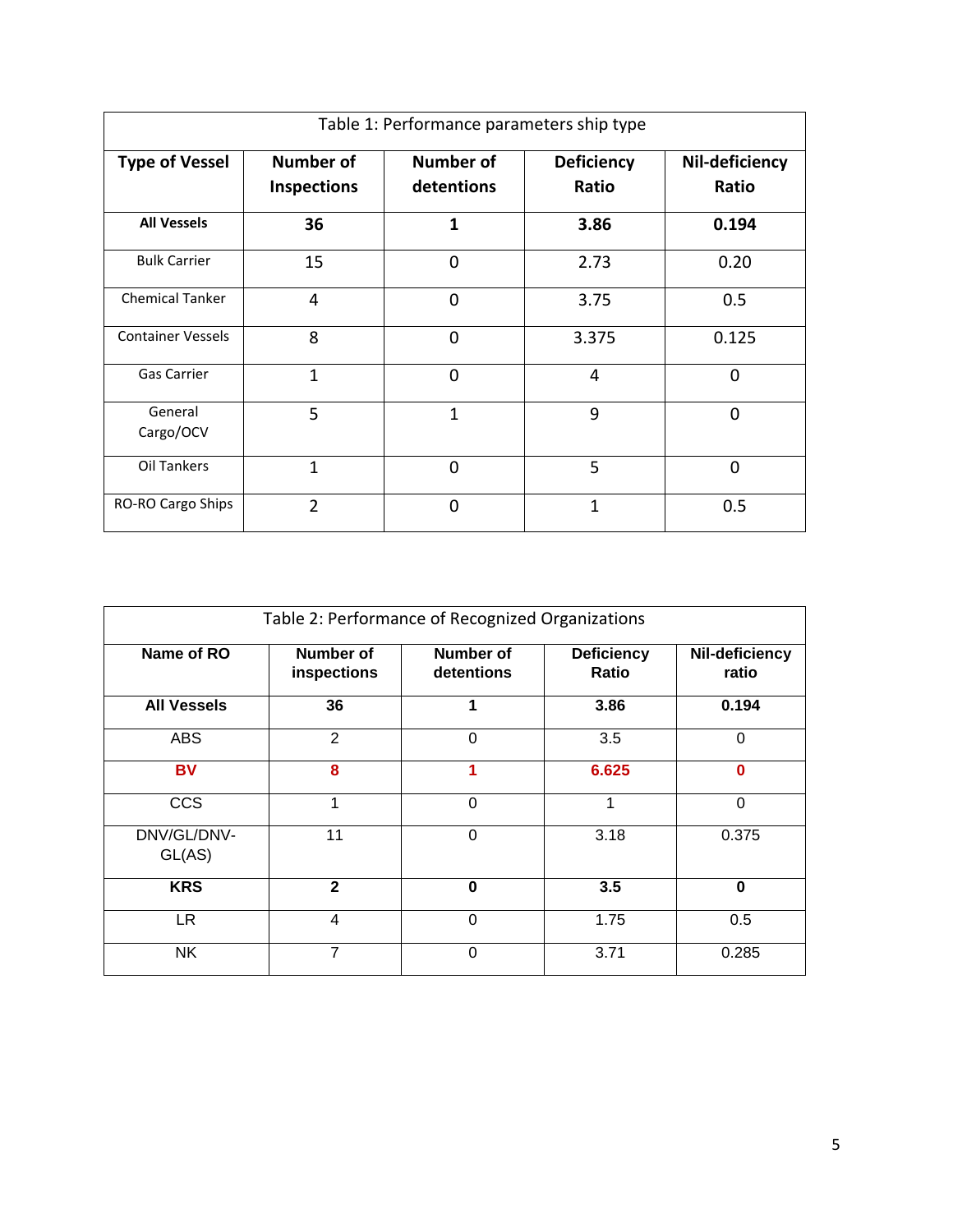Table 1: Performance parameters ship type

| Type of Vessel | Number of Inspections | Number of detentions | Deficiency Ratio | Nil-deficiency Ratio |
|---|---|---|---|---|
| **All Vessels** | **36** | **1** | **3.86** | **0.194** |
| Bulk Carrier | 15 | 0 | 2.73 | 0.20 |
| Chemical Tanker | 4 | 0 | 3.75 | 0.5 |
| Container Vessels | 8 | 0 | 3.375 | 0.125 |
| Gas Carrier | 1 | 0 | 4 | 0 |
| General Cargo/OCV | 5 | 1 | 9 | 0 |
| Oil Tankers | 1 | 0 | 5 | 0 |
| RO-RO Cargo Ships | 2 | 0 | 1 | 0.5 |

Table 2: Performance of Recognized Organizations

| Name of RO | Number of inspections | Number of detentions | Deficiency Ratio | Nil-deficiency ratio |
|---|---|---|---|---|
| **All Vessels** | **36** | **1** | **3.86** | **0.194** |
| ABS | 2 | 0 | 3.5 | 0 |
| **BV** | **8** | **1** | **6.625** | **0** |
| CCS | 1 | 0 | 1 | 0 |
| DNV/GL/DNV-GL(AS) | 11 | 0 | 3.18 | 0.375 |
| **KRS** | **2** | **0** | **3.5** | **0** |
| LR | 4 | 0 | 1.75 | 0.5 |
| NK | 7 | 0 | 3.71 | 0.285 |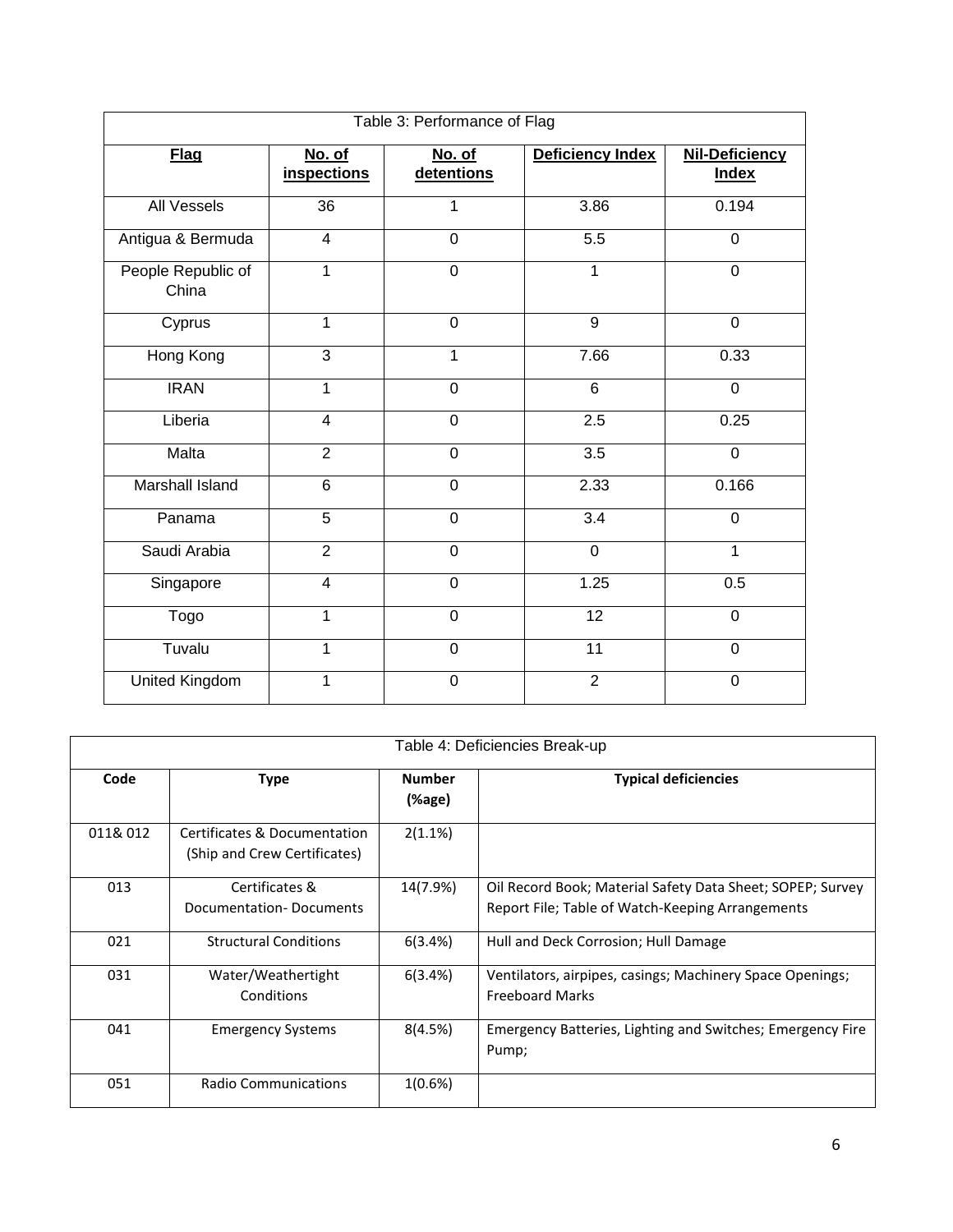Table 3: Performance of Flag

| Flag | No. of inspections | No. of detentions | Deficiency Index | Nil-Deficiency Index |
|---|---|---|---|---|
| All Vessels | 36 | 1 | 3.86 | 0.194 |
| Antigua & Bermuda | 4 | 0 | 5.5 | 0 |
| People Republic of China | 1 | 0 | 1 | 0 |
| Cyprus | 1 | 0 | 9 | 0 |
| Hong Kong | 3 | 1 | 7.66 | 0.33 |
| IRAN | 1 | 0 | 6 | 0 |
| Liberia | 4 | 0 | 2.5 | 0.25 |
| Malta | 2 | 0 | 3.5 | 0 |
| Marshall Island | 6 | 0 | 2.33 | 0.166 |
| Panama | 5 | 0 | 3.4 | 0 |
| Saudi Arabia | 2 | 0 | 0 | 1 |
| Singapore | 4 | 0 | 1.25 | 0.5 |
| Togo | 1 | 0 | 12 | 0 |
| Tuvalu | 1 | 0 | 11 | 0 |
| United Kingdom | 1 | 0 | 2 | 0 |

Table 4: Deficiencies Break-up

| Code | Type | Number (%age) | Typical deficiencies |
|---|---|---|---|
| 011& 012 | Certificates & Documentation (Ship and Crew Certificates) | 2(1.1%) | |
| 013 | Certificates & Documentation- Documents | 14(7.9%) | Oil Record Book; Material Safety Data Sheet; SOPEP; Survey Report File; Table of Watch-Keeping Arrangements |
| 021 | Structural Conditions | 6(3.4%) | Hull and Deck Corrosion; Hull Damage |
| 031 | Water/Weathertight Conditions | 6(3.4%) | Ventilators, airpipes, casings; Machinery Space Openings; Freeboard Marks |
| 041 | Emergency Systems | 8(4.5%) | Emergency Batteries, Lighting and Switches; Emergency Fire Pump; |
| 051 | Radio Communications | 1(0.6%) | |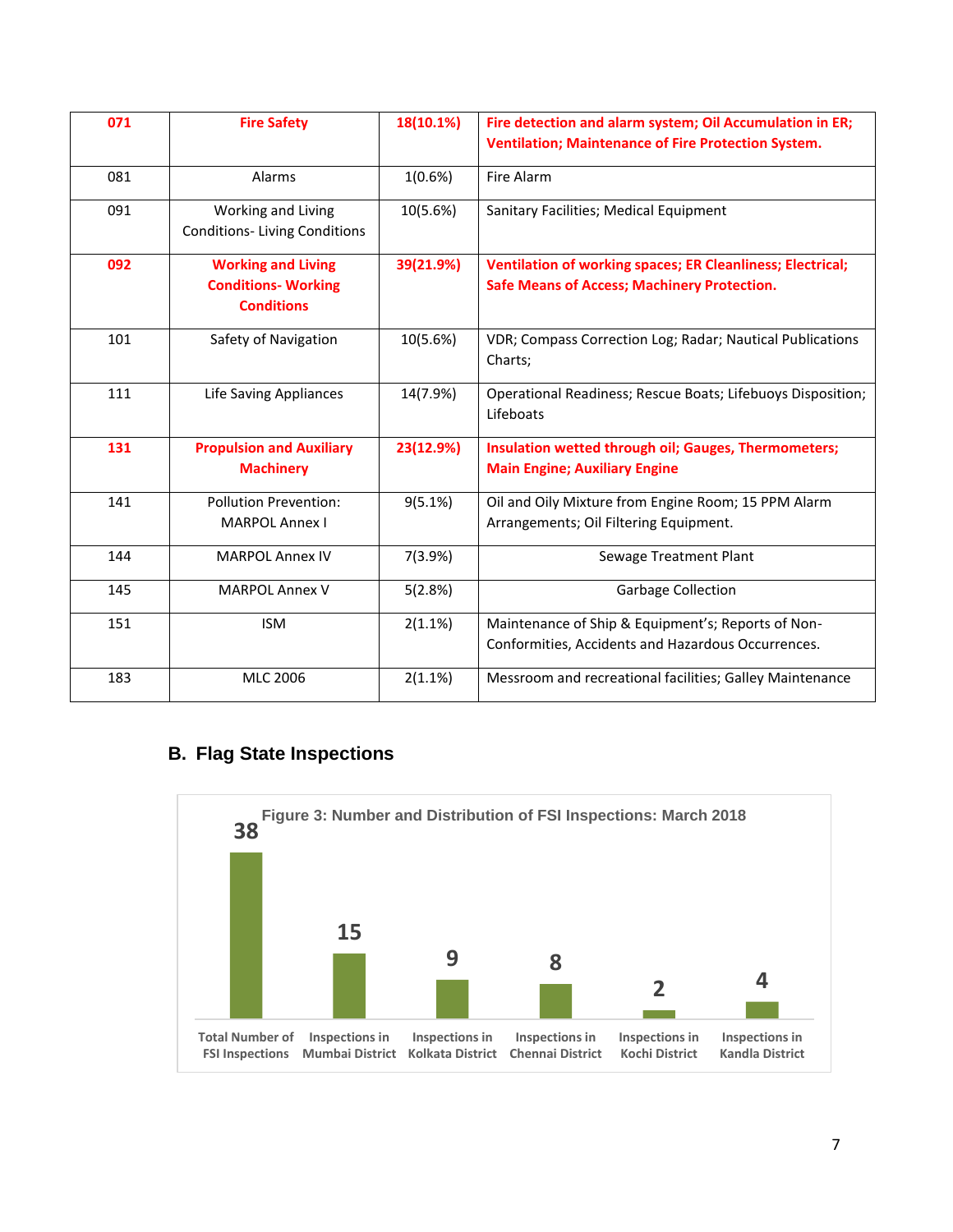| 071 | Fire Safety | 18(10.1%) | Fire detection and alarm system; Oil Accumulation in ER; Ventilation; Maintenance of Fire Protection System. |
|---|---|---|---|
| 081 | Alarms | 1(0.6%) | Fire Alarm |
| 091 | Working and Living Conditions- Living Conditions | 10(5.6%) | Sanitary Facilities; Medical Equipment |
| 092 | Working and Living Conditions- Working Conditions | 39(21.9%) | Ventilation of working spaces; ER Cleanliness; Electrical; Safe Means of Access; Machinery Protection. |
| 101 | Safety of Navigation | 10(5.6%) | VDR; Compass Correction Log; Radar; Nautical Publications Charts; |
| 111 | Life Saving Appliances | 14(7.9%) | Operational Readiness; Rescue Boats; Lifebuoys Disposition; Lifeboats |
| 131 | Propulsion and Auxiliary Machinery | 23(12.9%) | Insulation wetted through oil; Gauges, Thermometers; Main Engine; Auxiliary Engine |
| 141 | Pollution Prevention: MARPOL Annex I | 9(5.1%) | Oil and Oily Mixture from Engine Room; 15 PPM Alarm Arrangements; Oil Filtering Equipment. |
| 144 | MARPOL Annex IV | 7(3.9%) | Sewage Treatment Plant |
| 145 | MARPOL Annex V | 5(2.8%) | Garbage Collection |
| 151 | ISM | 2(1.1%) | Maintenance of Ship & Equipment's; Reports of Non-Conformities, Accidents and Hazardous Occurrences. |
| 183 | MLC 2006 | 2(1.1%) | Messroom and recreational facilities; Galley Maintenance |

## B. Flag State Inspections

**Figure 3: Number and Distribution of FSI Inspections: March 2018**

| Category | Number |
|---|---|
| Total Number of FSI Inspections | 38 |
| Inspections in Mumbai District | 15 |
| Inspections in Kolkata District | 9 |
| Inspections in Chennai District | 8 |
| Inspections in Kochi District | 2 |
| Inspections in Kandla District | 4 |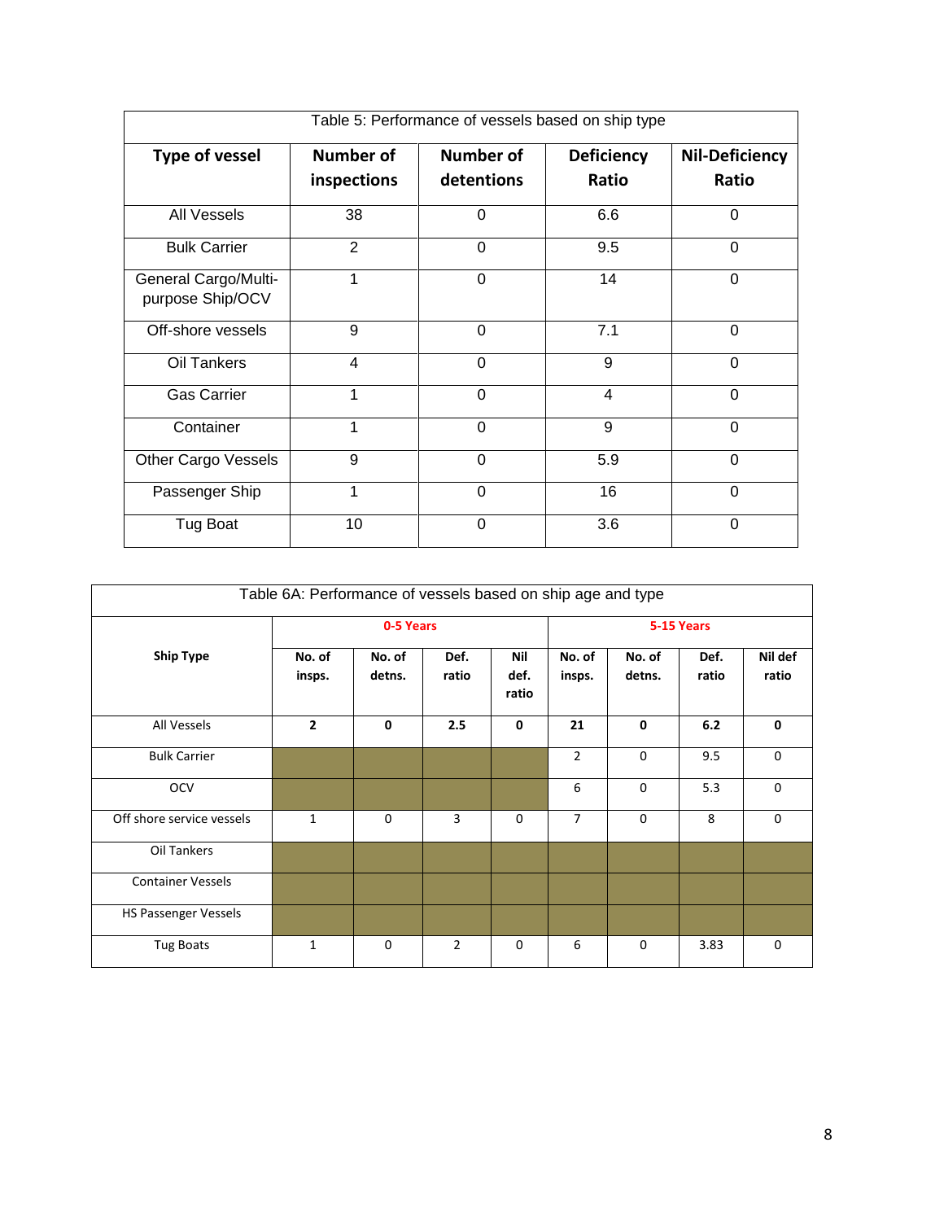Table 5: Performance of vessels based on ship type

| Type of vessel | Number of inspections | Number of detentions | Deficiency Ratio | Nil-Deficiency Ratio |
|---|---|---|---|---|
| All Vessels | 38 | 0 | 6.6 | 0 |
| Bulk Carrier | 2 | 0 | 9.5 | 0 |
| General Cargo/Multi-purpose Ship/OCV | 1 | 0 | 14 | 0 |
| Off-shore vessels | 9 | 0 | 7.1 | 0 |
| Oil Tankers | 4 | 0 | 9 | 0 |
| Gas Carrier | 1 | 0 | 4 | 0 |
| Container | 1 | 0 | 9 | 0 |
| Other Cargo Vessels | 9 | 0 | 5.9 | 0 |
| Passenger Ship | 1 | 0 | 16 | 0 |
| Tug Boat | 10 | 0 | 3.6 | 0 |

Table 6A: Performance of vessels based on ship age and type

| Ship Type | 0-5 Years | | | | 5-15 Years | | | |
|---|---|---|---|---|---|---|---|---|
| | No. of insps. | No. of detns. | Def. ratio | Nil def. ratio | No. of insps. | No. of detns. | Def. ratio | Nil def ratio |
| All Vessels | **2** | **0** | **2.5** | **0** | **21** | **0** | **6.2** | **0** |
| Bulk Carrier | | | | | 2 | 0 | 9.5 | 0 |
| OCV | | | | | 6 | 0 | 5.3 | 0 |
| Off shore service vessels | 1 | 0 | 3 | 0 | 7 | 0 | 8 | 0 |
| Oil Tankers | | | | | | | | |
| Container Vessels | | | | | | | | |
| HS Passenger Vessels | | | | | | | | |
| Tug Boats | 1 | 0 | 2 | 0 | 6 | 0 | 3.83 | 0 |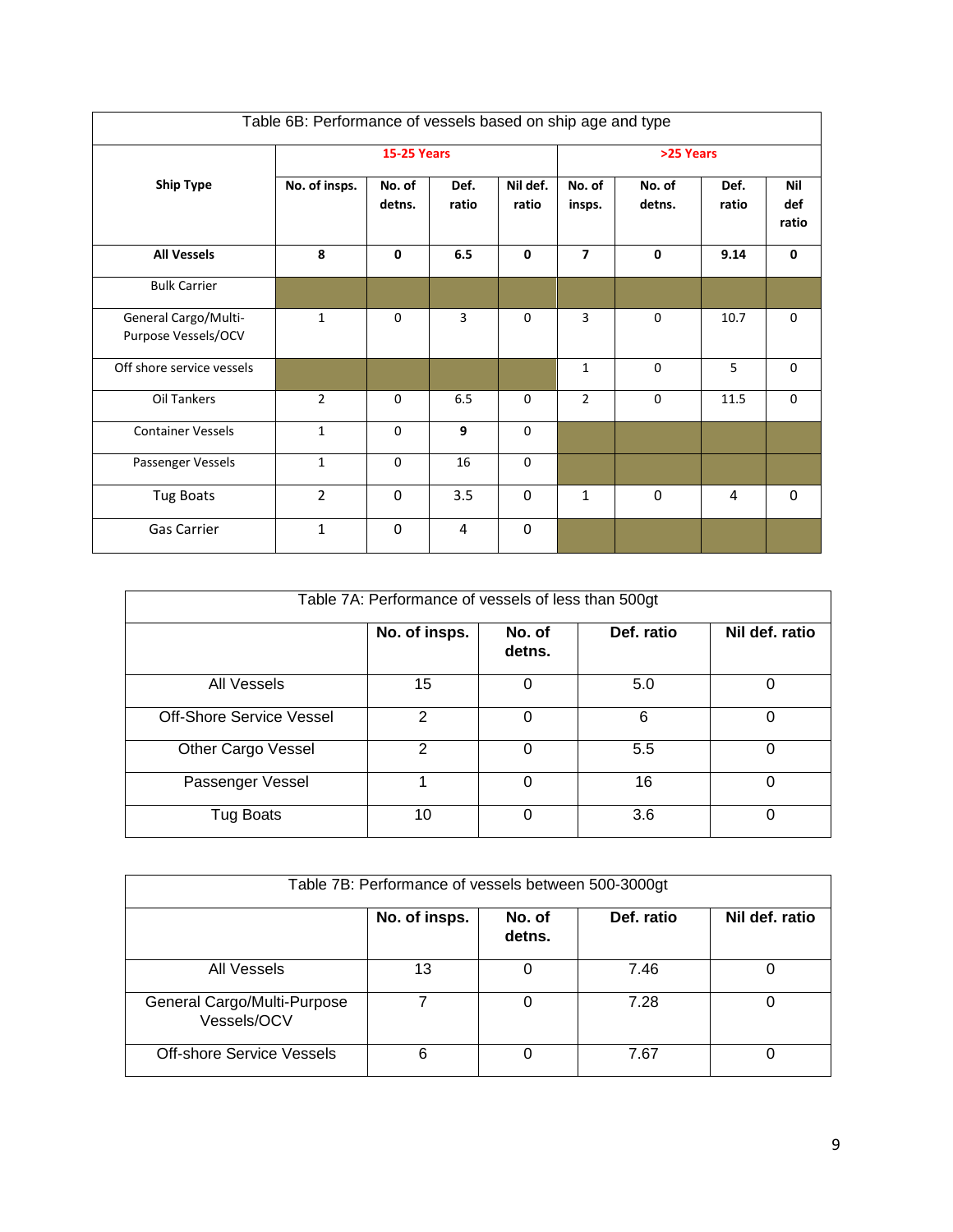| Table 6B: Performance of vessels based on ship age and type | | | | | | | | |
|---|---|---|---|---|---|---|---|---|
| | 15-25 Years | | | | >25 Years | | | |
| **Ship Type** | **No. of insps.** | **No. of detns.** | **Def. ratio** | **Nil def. ratio** | **No. of insps.** | **No. of detns.** | **Def. ratio** | **Nil def ratio** |
| **All Vessels** | **8** | **0** | **6.5** | **0** | **7** | **0** | **9.14** | **0** |
| Bulk Carrier | | | | | | | | |
| General Cargo/Multi-Purpose Vessels/OCV | 1 | 0 | 3 | 0 | 3 | 0 | 10.7 | 0 |
| Off shore service vessels | | | | | 1 | 0 | 5 | 0 |
| Oil Tankers | 2 | 0 | 6.5 | 0 | 2 | 0 | 11.5 | 0 |
| Container Vessels | 1 | 0 | **9** | 0 | | | | |
| Passenger Vessels | 1 | 0 | 16 | 0 | | | | |
| Tug Boats | 2 | 0 | 3.5 | 0 | 1 | 0 | 4 | 0 |
| Gas Carrier | 1 | 0 | 4 | 0 | | | | |

| Table 7A: Performance of vessels of less than 500gt | | | | |
|---|---|---|---|---|
| | **No. of insps.** | **No. of detns.** | **Def. ratio** | **Nil def. ratio** |
| All Vessels | 15 | 0 | 5.0 | 0 |
| Off-Shore Service Vessel | 2 | 0 | 6 | 0 |
| Other Cargo Vessel | 2 | 0 | 5.5 | 0 |
| Passenger Vessel | 1 | 0 | 16 | 0 |
| Tug Boats | 10 | 0 | 3.6 | 0 |

| Table 7B: Performance of vessels between 500-3000gt | | | | |
|---|---|---|---|---|
| | **No. of insps.** | **No. of detns.** | **Def. ratio** | **Nil def. ratio** |
| All Vessels | 13 | 0 | 7.46 | 0 |
| General Cargo/Multi-Purpose Vessels/OCV | 7 | 0 | 7.28 | 0 |
| Off-shore Service Vessels | 6 | 0 | 7.67 | 0 |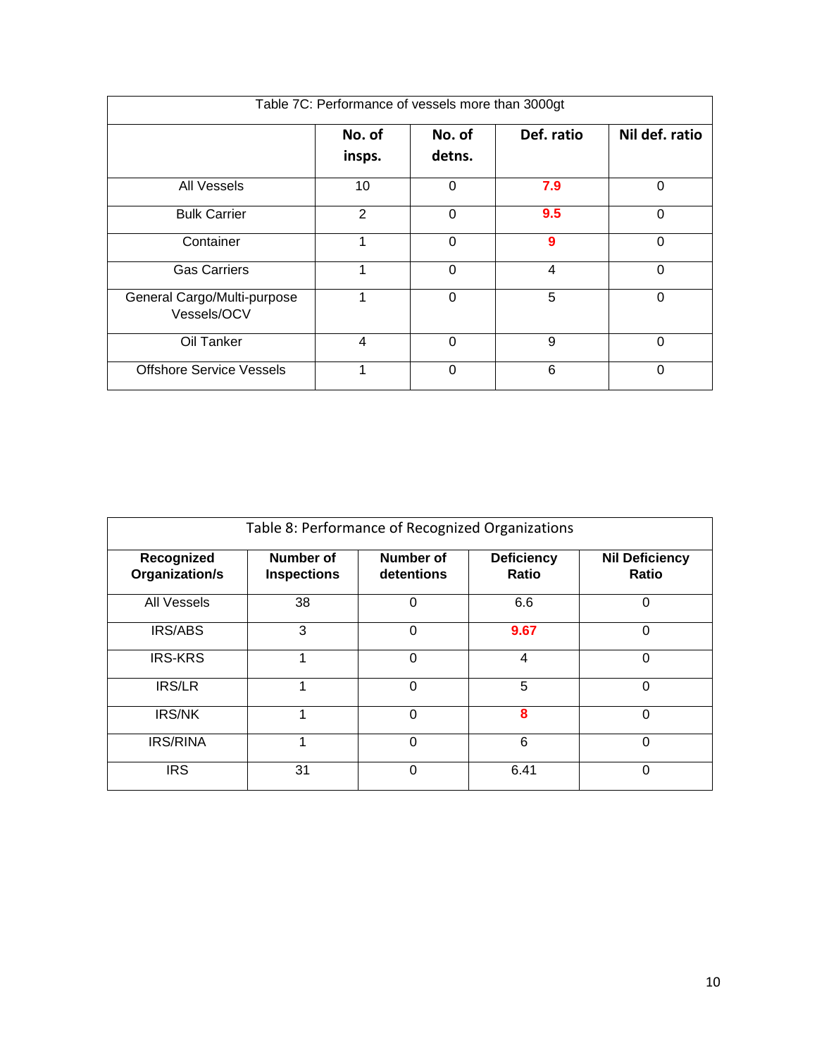| Table 7C: Performance of vessels more than 3000gt | | | | |
|---|---|---|---|---|
| | **No. of insps.** | **No. of detns.** | **Def. ratio** | **Nil def. ratio** |
| All Vessels | 10 | 0 | **7.9** | 0 |
| Bulk Carrier | 2 | 0 | **9.5** | 0 |
| Container | 1 | 0 | **9** | 0 |
| Gas Carriers | 1 | 0 | 4 | 0 |
| General Cargo/Multi-purpose Vessels/OCV | 1 | 0 | 5 | 0 |
| Oil Tanker | 4 | 0 | 9 | 0 |
| Offshore Service Vessels | 1 | 0 | 6 | 0 |

| Table 8: Performance of Recognized Organizations | | | | |
|---|---|---|---|---|
| **Recognized Organization/s** | **Number of Inspections** | **Number of detentions** | **Deficiency Ratio** | **Nil Deficiency Ratio** |
| All Vessels | 38 | 0 | 6.6 | 0 |
| IRS/ABS | 3 | 0 | **9.67** | 0 |
| IRS-KRS | 1 | 0 | 4 | 0 |
| IRS/LR | 1 | 0 | 5 | 0 |
| IRS/NK | 1 | 0 | **8** | 0 |
| IRS/RINA | 1 | 0 | 6 | 0 |
| IRS | 31 | 0 | 6.41 | 0 |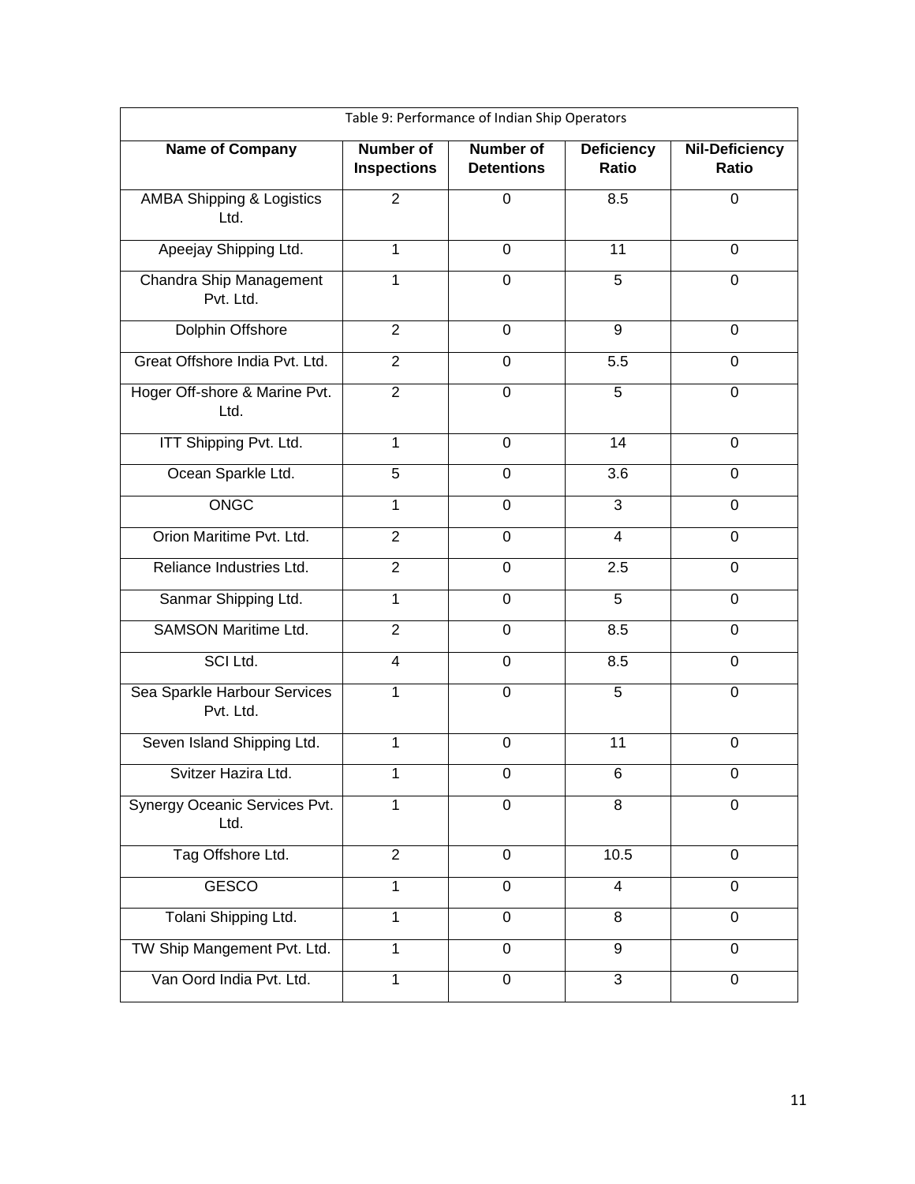Table 9: Performance of Indian Ship Operators

| Name of Company | Number of Inspections | Number of Detentions | Deficiency Ratio | Nil-Deficiency Ratio |
|---|---|---|---|---|
| AMBA Shipping & Logistics Ltd. | 2 | 0 | 8.5 | 0 |
| Apeejay Shipping Ltd. | 1 | 0 | 11 | 0 |
| Chandra Ship Management Pvt. Ltd. | 1 | 0 | 5 | 0 |
| Dolphin Offshore | 2 | 0 | 9 | 0 |
| Great Offshore India Pvt. Ltd. | 2 | 0 | 5.5 | 0 |
| Hoger Off-shore & Marine Pvt. Ltd. | 2 | 0 | 5 | 0 |
| ITT Shipping Pvt. Ltd. | 1 | 0 | 14 | 0 |
| Ocean Sparkle Ltd. | 5 | 0 | 3.6 | 0 |
| ONGC | 1 | 0 | 3 | 0 |
| Orion Maritime Pvt. Ltd. | 2 | 0 | 4 | 0 |
| Reliance Industries Ltd. | 2 | 0 | 2.5 | 0 |
| Sanmar Shipping Ltd. | 1 | 0 | 5 | 0 |
| SAMSON Maritime Ltd. | 2 | 0 | 8.5 | 0 |
| SCI Ltd. | 4 | 0 | 8.5 | 0 |
| Sea Sparkle Harbour Services Pvt. Ltd. | 1 | 0 | 5 | 0 |
| Seven Island Shipping Ltd. | 1 | 0 | 11 | 0 |
| Svitzer Hazira Ltd. | 1 | 0 | 6 | 0 |
| Synergy Oceanic Services Pvt. Ltd. | 1 | 0 | 8 | 0 |
| Tag Offshore Ltd. | 2 | 0 | 10.5 | 0 |
| GESCO | 1 | 0 | 4 | 0 |
| Tolani Shipping Ltd. | 1 | 0 | 8 | 0 |
| TW Ship Mangement Pvt. Ltd. | 1 | 0 | 9 | 0 |
| Van Oord India Pvt. Ltd. | 1 | 0 | 3 | 0 |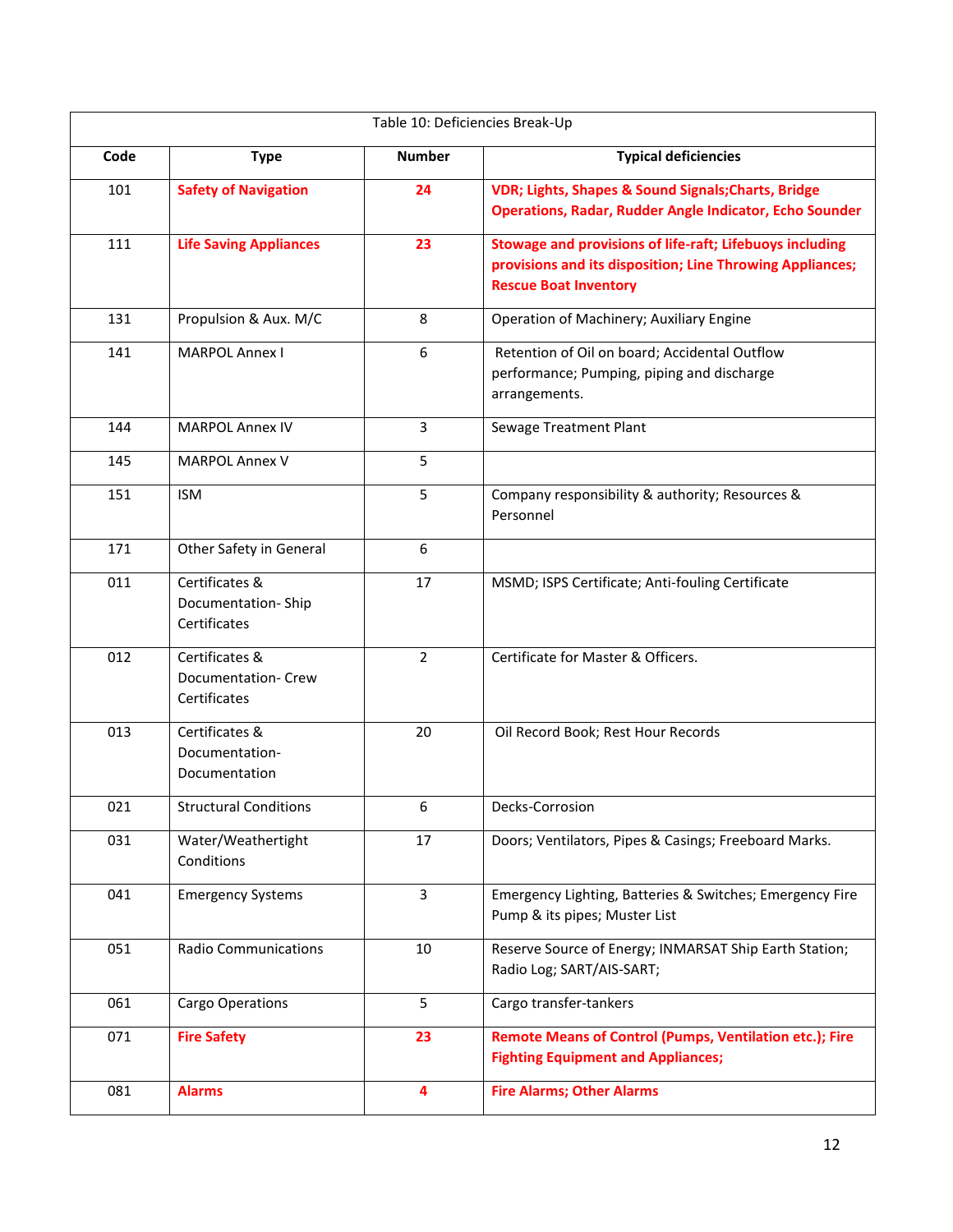Table 10: Deficiencies Break-Up

| Code | Type | Number | Typical deficiencies |
|---|---|---|---|
| 101 | **Safety of Navigation** | **24** | **VDR; Lights, Shapes & Sound Signals;Charts, Bridge Operations, Radar, Rudder Angle Indicator, Echo Sounder** |
| 111 | **Life Saving Appliances** | **23** | **Stowage and provisions of life-raft; Lifebuoys including provisions and its disposition; Line Throwing Appliances; Rescue Boat Inventory** |
| 131 | Propulsion & Aux. M/C | 8 | Operation of Machinery; Auxiliary Engine |
| 141 | MARPOL Annex I | 6 | Retention of Oil on board; Accidental Outflow performance; Pumping, piping and discharge arrangements. |
| 144 | MARPOL Annex IV | 3 | Sewage Treatment Plant |
| 145 | MARPOL Annex V | 5 | |
| 151 | ISM | 5 | Company responsibility & authority; Resources & Personnel |
| 171 | Other Safety in General | 6 | |
| 011 | Certificates & Documentation- Ship Certificates | 17 | MSMD; ISPS Certificate; Anti-fouling Certificate |
| 012 | Certificates & Documentation- Crew Certificates | 2 | Certificate for Master & Officers. |
| 013 | Certificates & Documentation- Documentation | 20 | Oil Record Book; Rest Hour Records |
| 021 | Structural Conditions | 6 | Decks-Corrosion |
| 031 | Water/Weathertight Conditions | 17 | Doors; Ventilators, Pipes & Casings; Freeboard Marks. |
| 041 | Emergency Systems | 3 | Emergency Lighting, Batteries & Switches; Emergency Fire Pump & its pipes; Muster List |
| 051 | Radio Communications | 10 | Reserve Source of Energy; INMARSAT Ship Earth Station; Radio Log; SART/AIS-SART; |
| 061 | Cargo Operations | 5 | Cargo transfer-tankers |
| 071 | **Fire Safety** | **23** | **Remote Means of Control (Pumps, Ventilation etc.); Fire Fighting Equipment and Appliances;** |
| 081 | **Alarms** | **4** | **Fire Alarms; Other Alarms** |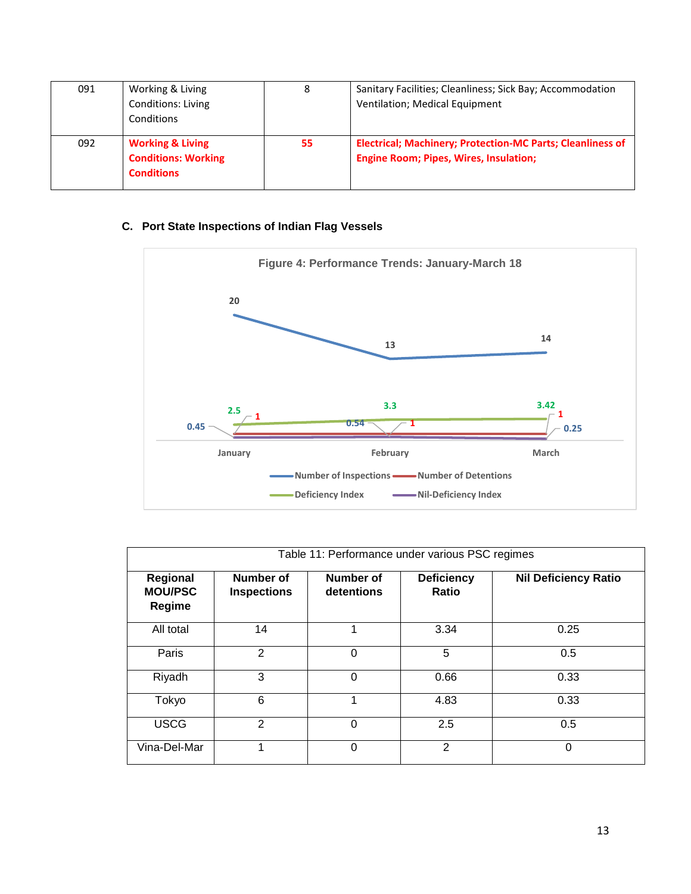| 091 | Working & Living Conditions: Living Conditions | 8 | Sanitary Facilities; Cleanliness; Sick Bay; Accommodation Ventilation; Medical Equipment |
|---|---|---|---|
| 092 | **Working & Living Conditions: Working Conditions** | **55** | **Electrical; Machinery; Protection-MC Parts; Cleanliness of Engine Room; Pipes, Wires, Insulation;** |

### C. Port State Inspections of Indian Flag Vessels

**Figure 4: Performance Trends: January-March 18**

| | January | February | March |
|---|---|---|---|
| Number of Inspections | 20 | 13 | 14 |
| Number of Detentions | 1 | 1 | 1 |
| Deficiency Index | 2.5 | 3.3 | 3.42 |
| Nil-Deficiency Index | 0.45 | 0.54 | 0.25 |

| Table 11: Performance under various PSC regimes | | | | |
|---|---|---|---|---|
| **Regional MOU/PSC Regime** | **Number of Inspections** | **Number of detentions** | **Deficiency Ratio** | **Nil Deficiency Ratio** |
| All total | 14 | 1 | 3.34 | 0.25 |
| Paris | 2 | 0 | 5 | 0.5 |
| Riyadh | 3 | 0 | 0.66 | 0.33 |
| Tokyo | 6 | 1 | 4.83 | 0.33 |
| USCG | 2 | 0 | 2.5 | 0.5 |
| Vina-Del-Mar | 1 | 0 | 2 | 0 |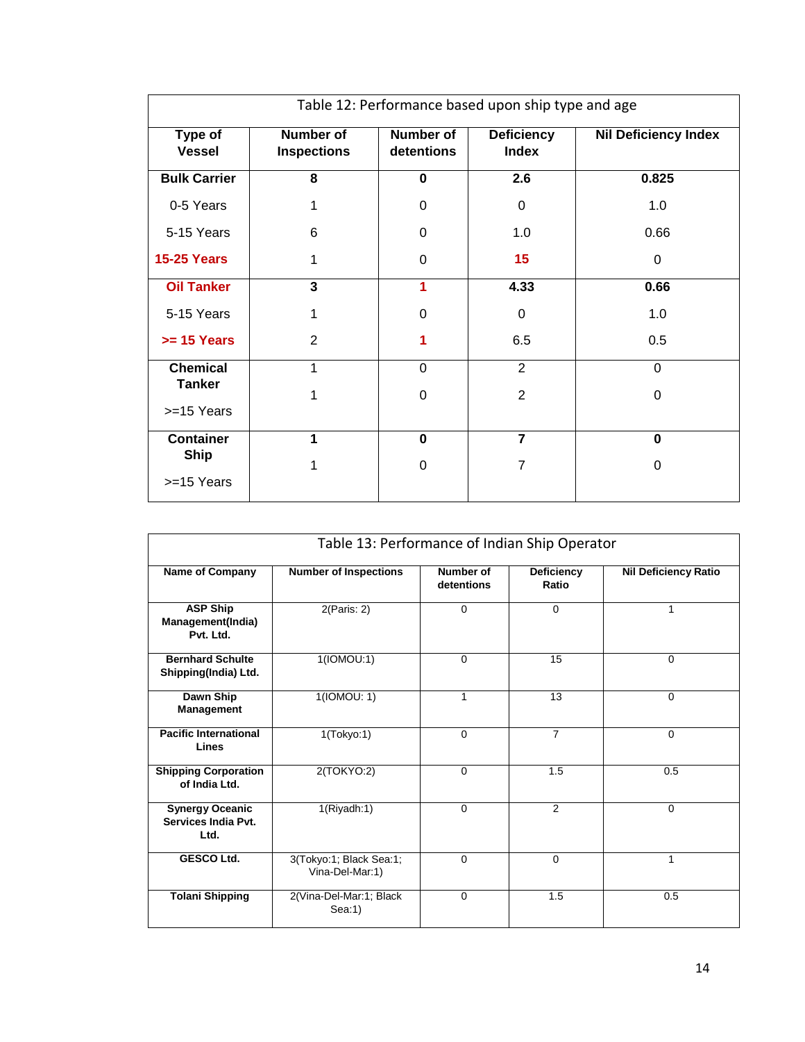| Table 12: Performance based upon ship type and age | | | | |
|---|---|---|---|---|
| **Type of Vessel** | **Number of Inspections** | **Number of detentions** | **Deficiency Index** | **Nil Deficiency Index** |
| **Bulk Carrier** | **8** | **0** | **2.6** | **0.825** |
| 0-5 Years | 1 | 0 | 0 | 1.0 |
| 5-15 Years | 6 | 0 | 1.0 | 0.66 |
| **15-25 Years** | 1 | 0 | **15** | 0 |
| **Oil Tanker** | **3** | **1** | **4.33** | **0.66** |
| 5-15 Years | 1 | 0 | 0 | 1.0 |
| **>= 15 Years** | 2 | **1** | 6.5 | 0.5 |
| **Chemical Tanker** | 1 | 0 | 2 | 0 |
| >=15 Years | 1 | 0 | 2 | 0 |
| **Container Ship** | **1** | **0** | **7** | **0** |
| >=15 Years | 1 | 0 | 7 | 0 |

| Table 13: Performance of Indian Ship Operator | | | | |
|---|---|---|---|---|
| **Name of Company** | **Number of Inspections** | **Number of detentions** | **Deficiency Ratio** | **Nil Deficiency Ratio** |
| **ASP Ship Management(India) Pvt. Ltd.** | 2(Paris: 2) | 0 | 0 | 1 |
| **Bernhard Schulte Shipping(India) Ltd.** | 1(IOMOU:1) | 0 | 15 | 0 |
| **Dawn Ship Management** | 1(IOMOU: 1) | 1 | 13 | 0 |
| **Pacific International Lines** | 1(Tokyo:1) | 0 | 7 | 0 |
| **Shipping Corporation of India Ltd.** | 2(TOKYO:2) | 0 | 1.5 | 0.5 |
| **Synergy Oceanic Services India Pvt. Ltd.** | 1(Riyadh:1) | 0 | 2 | 0 |
| **GESCO Ltd.** | 3(Tokyo:1; Black Sea:1; Vina-Del-Mar:1) | 0 | 0 | 1 |
| **Tolani Shipping** | 2(Vina-Del-Mar:1; Black Sea:1) | 0 | 1.5 | 0.5 |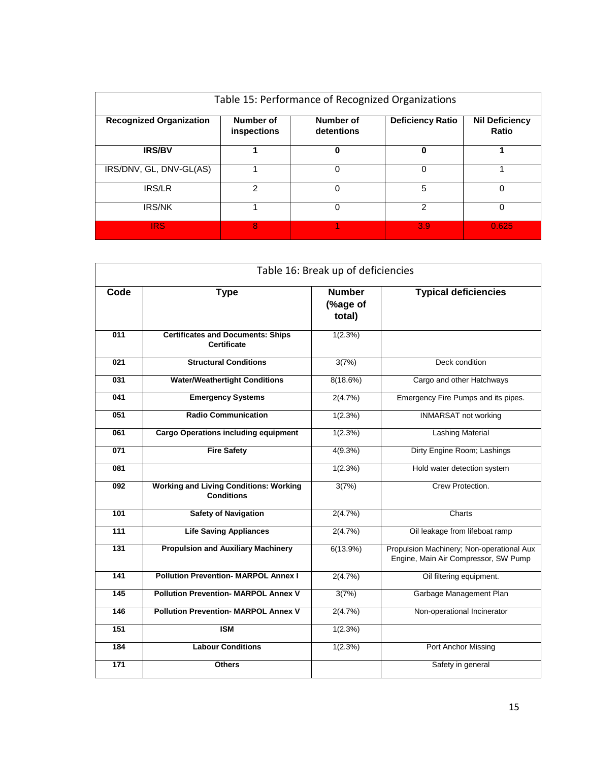Table 15: Performance of Recognized Organizations

| Recognized Organization | Number of inspections | Number of detentions | Deficiency Ratio | Nil Deficiency Ratio |
|---|---|---|---|---|
| **IRS/BV** | **1** | **0** | **0** | **1** |
| IRS/DNV, GL, DNV-GL(AS) | 1 | 0 | 0 | 1 |
| IRS/LR | 2 | 0 | 5 | 0 |
| IRS/NK | 1 | 0 | 2 | 0 |
| IRS | 8 | 1 | 3.9 | 0.625 |

Table 16: Break up of deficiencies

| Code | Type | Number (%age of total) | Typical deficiencies |
|---|---|---|---|
| 011 | **Certificates and Documents: Ships Certificate** | 1(2.3%) | |
| 021 | **Structural Conditions** | 3(7%) | Deck condition |
| 031 | **Water/Weathertight Conditions** | 8(18.6%) | Cargo and other Hatchways |
| 041 | **Emergency Systems** | 2(4.7%) | Emergency Fire Pumps and its pipes. |
| 051 | **Radio Communication** | 1(2.3%) | INMARSAT not working |
| 061 | **Cargo Operations including equipment** | 1(2.3%) | Lashing Material |
| 071 | **Fire Safety** | 4(9.3%) | Dirty Engine Room; Lashings |
| 081 | | 1(2.3%) | Hold water detection system |
| 092 | **Working and Living Conditions: Working Conditions** | 3(7%) | Crew Protection. |
| 101 | **Safety of Navigation** | 2(4.7%) | Charts |
| 111 | **Life Saving Appliances** | 2(4.7%) | Oil leakage from lifeboat ramp |
| 131 | **Propulsion and Auxiliary Machinery** | 6(13.9%) | Propulsion Machinery; Non-operational Aux Engine, Main Air Compressor, SW Pump |
| 141 | **Pollution Prevention- MARPOL Annex I** | 2(4.7%) | Oil filtering equipment. |
| 145 | **Pollution Prevention- MARPOL Annex V** | 3(7%) | Garbage Management Plan |
| 146 | **Pollution Prevention- MARPOL Annex V** | 2(4.7%) | Non-operational Incinerator |
| 151 | **ISM** | 1(2.3%) | |
| 184 | **Labour Conditions** | 1(2.3%) | Port Anchor Missing |
| 171 | **Others** | | Safety in general |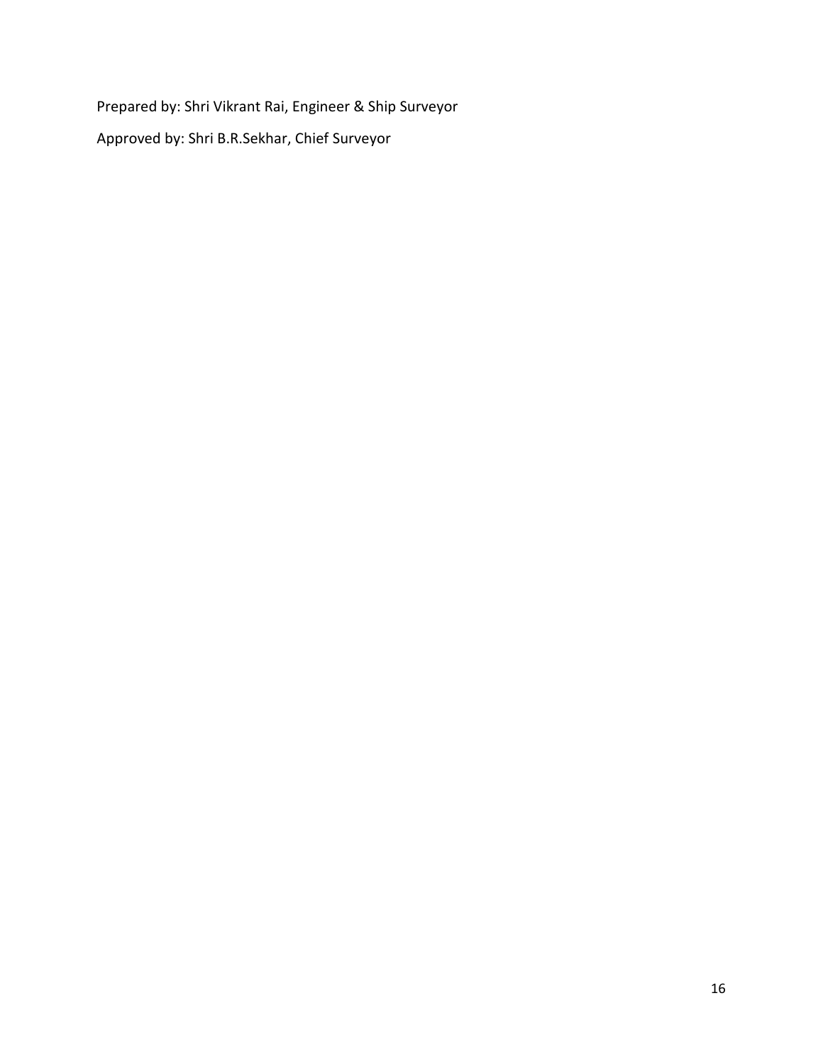Prepared by: Shri Vikrant Rai, Engineer & Ship Surveyor

Approved by: Shri B.R.Sekhar, Chief Surveyor